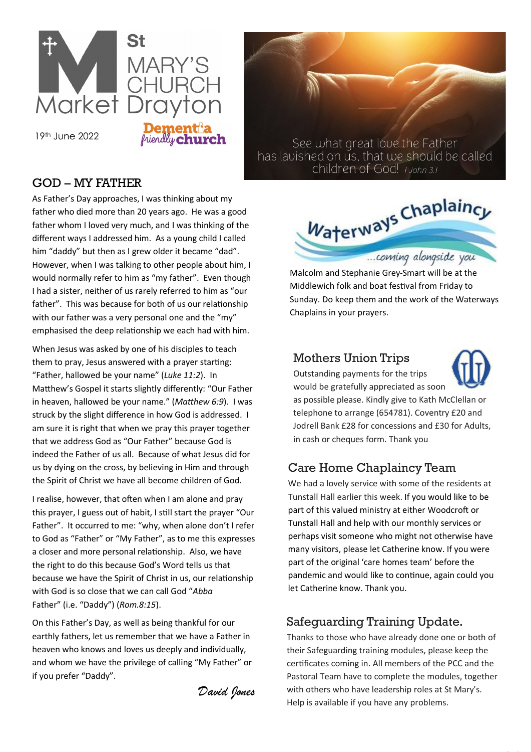# St MARY'S CHURCH Market Drayton

19th June 2022

Dementia friendly church

See what great love the Father has lavished on us, that we should be called children of God! *I John 3.1*

## GOD – MY FATHER

As Father's Day approaches, I was thinking about my father who died more than 20 years ago. He was a good father whom I loved very much, and I was thinking of the different ways I addressed him. As a young child I called him "daddy" but then as I grew older it became "dad". However, when I was talking to other people about him, I would normally refer to him as "my father". Even though I had a sister, neither of us rarely referred to him as "our father". This was because for both of us our relationship with our father was a very personal one and the "my" emphasised the deep relationship we each had with him.

When Jesus was asked by one of his disciples to teach them to pray, Jesus answered with a prayer starting: "Father, hallowed be your name" (*Luke 11:2*). In Matthew's Gospel it starts slightly differently: "Our Father in heaven, hallowed be your name." (*Matthew 6:9*). I was struck by the slight difference in how God is addressed. I am sure it is right that when we pray this prayer together that we address God as "Our Father" because God is indeed the Father of us all. Because of what Jesus did for us by dying on the cross, by believing in Him and through the Spirit of Christ we have all become children of God.

I realise, however, that often when I am alone and pray this prayer, I guess out of habit, I still start the prayer "Our Father". It occurred to me: "why, when alone don't I refer to God as "Father" or "My Father", as to me this expresses a closer and more personal relationship. Also, we have the right to do this because God's Word tells us that because we have the Spirit of Christ in us, our relationship with God is so close that we can call God "*Abba* Father" (i.e. "Daddy") (*Rom.8:15*).

On this Father's Day, as well as being thankful for our earthly fathers, let us remember that we have a Father in heaven who knows and loves us deeply and individually, and whom we have the privilege of calling "My Father" or if you prefer "Daddy".

*David Jones*

## Waterways Chaplaincy

*...coming alongside you*

Malcolm and Stephanie Grey-Smart will be at the Middlewich folk and boat festival from Friday to Sunday. Do keep them and the work of the Waterways Chaplains in your prayers.

## Mothers Union Trips

Outstanding payments for the trips would be gratefully appreciated as soon as possible please. Kindly give to Kath McClellan or telephone to arrange (654781). Coventry £20 and Jodrell Bank £28 for concessions and £30 for Adults, in cash or cheques form. Thank you

## Care Home Chaplaincy Team

We had a lovely service with some of the residents at Tunstall Hall earlier this week. If you would like to be part of this valued ministry at either Woodcroft or Tunstall Hall and help with our monthly services or perhaps visit someone who might not otherwise have many visitors, please let Catherine know. If you were part of the original 'care homes team' before the pandemic and would like to continue, again could you let Catherine know. Thank you.

## Safeguarding Training Update.

Thanks to those who have already done one or both of their Safeguarding training modules, please keep the certificates coming in. All members of the PCC and the Pastoral Team have to complete the modules, together with others who have leadership roles at St Mary's. Help is available if you have any problems.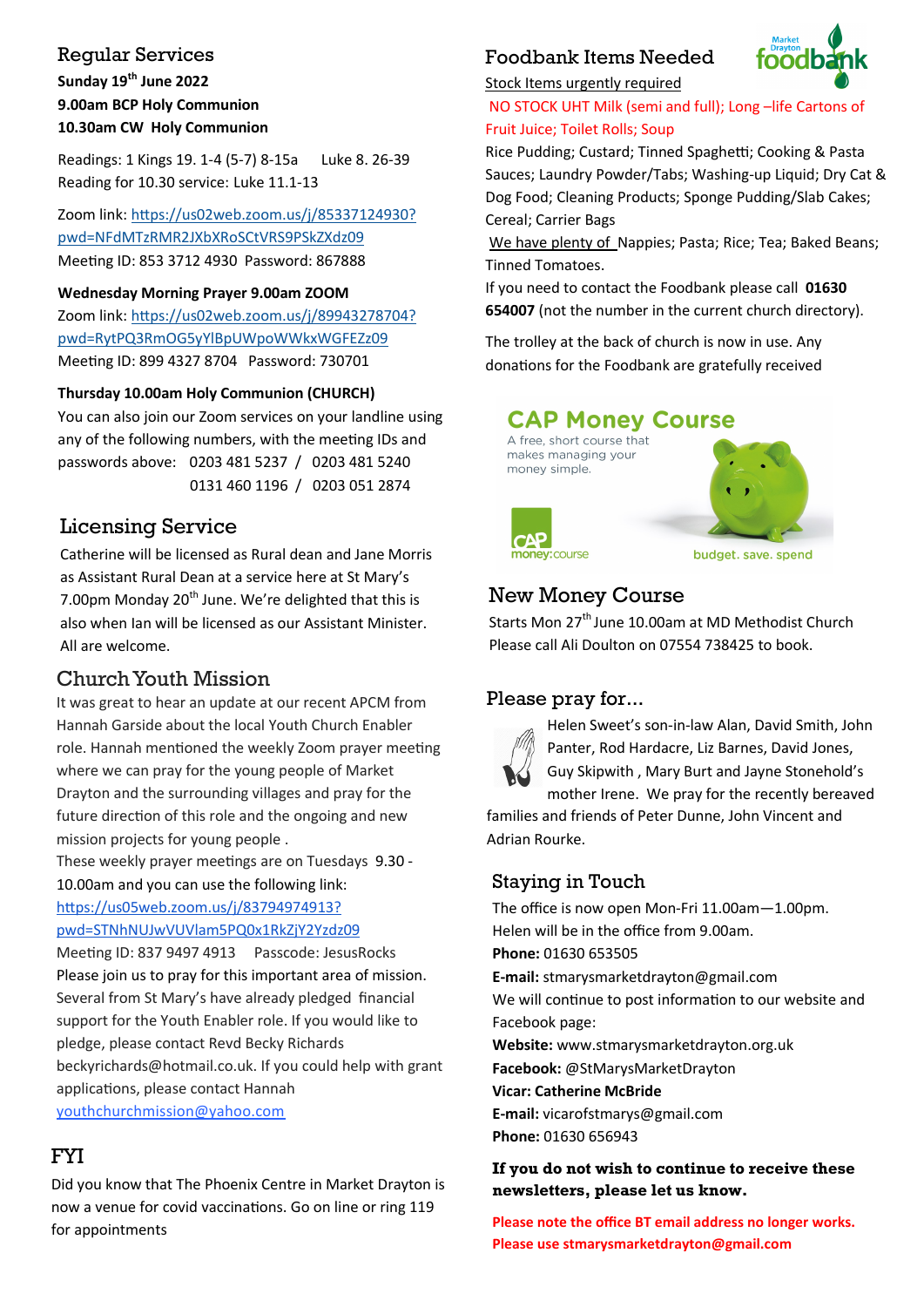## Regular Services

**Sunday 19th June 2022**

**9.00am BCP Holy Communion**

**10.30am CW Holy Communion**

Readings: 1 Kings 19. 1-4 (5-7) 8-15a Luke 8. 26-39

Reading for 10.30 service: Luke 11.1-13

Zoom link: https://us02web.zoom.us/j/85337124930?pwd=NFdMTzRMR2JXbXRoSCtVRS9PSkZXdz09

Meeting ID: 853 3712 4930 Password: 867888

**Wednesday Morning Prayer 9.00am ZOOM**

Zoom link: https://us02web.zoom.us/j/89943278704?pwd=RytPQ3RmOG5yYlBpUWpoWWkxWGFEZz09

Meeting ID: 899 4327 8704 Password: 730701

**Thursday 10.00am Holy Communion (CHURCH)**

You can also join our Zoom services on your landline using any of the following numbers, with the meeting IDs and passwords above: 0203 481 5237 / 0203 481 5240 0131 460 1196 / 0203 051 2874

## Licensing Service

Catherine will be licensed as Rural dean and Jane Morris as Assistant Rural Dean at a service here at St Mary's 7.00pm Monday 20th June. We're delighted that this is also when Ian will be licensed as our Assistant Minister. All are welcome.

## Church Youth Mission

It was great to hear an update at our recent APCM from Hannah Garside about the local Youth Church Enabler role. Hannah mentioned the weekly Zoom prayer meeting where we can pray for the young people of Market Drayton and the surrounding villages and pray for the future direction of this role and the ongoing and new mission projects for young people .

These weekly prayer meetings are on Tuesdays 9.30 - 10.00am and you can use the following link:

https://us05web.zoom.us/j/83794974913?pwd=STNhNUJwVUVlam5PQ0x1RkZjY2Yzdz09

Meeting ID: 837 9497 4913 Passcode: JesusRocks

Please join us to pray for this important area of mission. Several from St Mary's have already pledged financial support for the Youth Enabler role. If you would like to pledge, please contact Revd Becky Richards beckyrichards@hotmail.co.uk. If you could help with grant applications, please contact Hannah youthchurchmission@yahoo.com

## FYI

Did you know that The Phoenix Centre in Market Drayton is now a venue for covid vaccinations. Go on line or ring 119 for appointments

## Foodbank Items Needed

Stock Items urgently required

NO STOCK UHT Milk (semi and full); Long –life Cartons of Fruit Juice; Toilet Rolls; Soup

Rice Pudding; Custard; Tinned Spaghetti; Cooking & Pasta Sauces; Laundry Powder/Tabs; Washing-up Liquid; Dry Cat & Dog Food; Cleaning Products; Sponge Pudding/Slab Cakes; Cereal; Carrier Bags

We have plenty of Nappies; Pasta; Rice; Tea; Baked Beans; Tinned Tomatoes.

If you need to contact the Foodbank please call **01630 654007** (not the number in the current church directory).

The trolley at the back of church is now in use. Any donations for the Foodbank are gratefully received

CAP Money Course

A free, short course that makes managing your money simple.

budget. save. spend

## New Money Course

Starts Mon 27th June 10.00am at MD Methodist Church

Please call Ali Doulton on 07554 738425 to book.

## Please pray for...

Helen Sweet's son-in-law Alan, David Smith, John Panter, Rod Hardacre, Liz Barnes, David Jones, Guy Skipwith , Mary Burt and Jayne Stonehold's mother Irene. We pray for the recently bereaved families and friends of Peter Dunne, John Vincent and Adrian Rourke.

## Staying in Touch

The office is now open Mon-Fri 11.00am—1.00pm.

Helen will be in the office from 9.00am.

**Phone:** 01630 653505

**E-mail:** stmarysmarketdrayton@gmail.com

We will continue to post information to our website and Facebook page:

**Website:** www.stmarysmarketdrayton.org.uk

**Facebook:** @StMarysMarketDrayton

**Vicar: Catherine McBride**

**E-mail:** vicarofstmarys@gmail.com

**Phone:** 01630 656943

**If you do not wish to continue to receive these newsletters, please let us know.**

**Please note the office BT email address no longer works. Please use stmarysmarketdrayton@gmail.com**